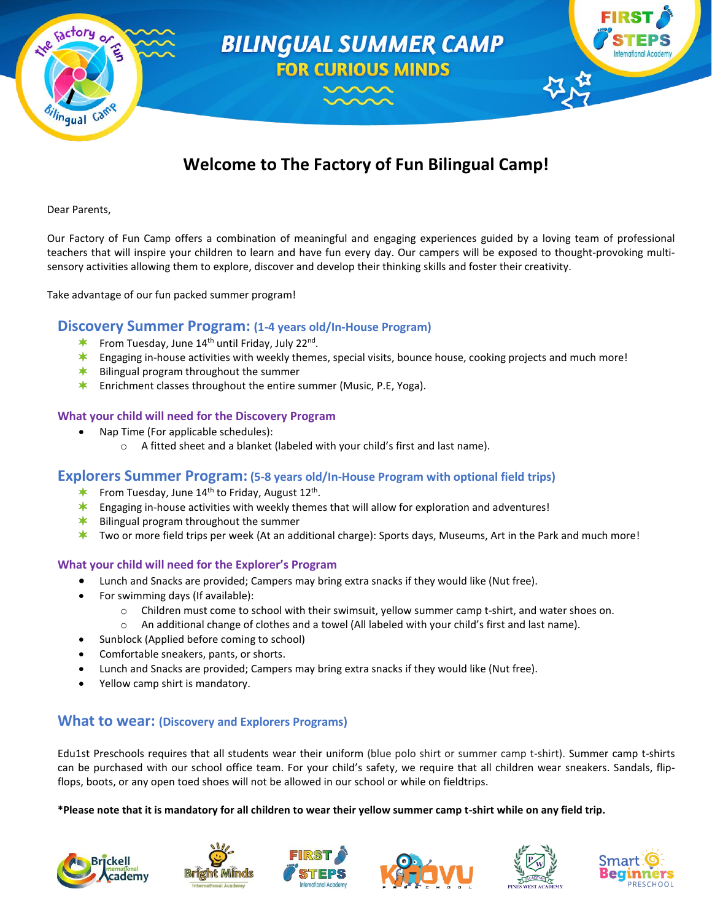# BILINGUAL SUMMER CAMP
## FOR CURIOUS MINDS

# Welcome to The Factory of Fun Bilingual Camp!

Dear Parents,

Our Factory of Fun Camp offers a combination of meaningful and engaging experiences guided by a loving team of professional teachers that will inspire your children to learn and have fun every day. Our campers will be exposed to thought-provoking multi-sensory activities allowing them to explore, discover and develop their thinking skills and foster their creativity.

Take advantage of our fun packed summer program!

## Discovery Summer Program: (1-4 years old/In-House Program)

- From Tuesday, June 14th until Friday, July 22nd.
- Engaging in-house activities with weekly themes, special visits, bounce house, cooking projects and much more!
- Bilingual program throughout the summer
- Enrichment classes throughout the entire summer (Music, P.E, Yoga).

### What your child will need for the Discovery Program

- Nap Time (For applicable schedules):
  - A fitted sheet and a blanket (labeled with your child's first and last name).

## Explorers Summer Program: (5-8 years old/In-House Program with optional field trips)

- From Tuesday, June 14th to Friday, August 12th.
- Engaging in-house activities with weekly themes that will allow for exploration and adventures!
- Bilingual program throughout the summer
- Two or more field trips per week (At an additional charge): Sports days, Museums, Art in the Park and much more!

### What your child will need for the Explorer's Program

- Lunch and Snacks are provided; Campers may bring extra snacks if they would like (Nut free).
- For swimming days (If available):
  - Children must come to school with their swimsuit, yellow summer camp t-shirt, and water shoes on.
  - An additional change of clothes and a towel (All labeled with your child's first and last name).
- Sunblock (Applied before coming to school)
- Comfortable sneakers, pants, or shorts.
- Lunch and Snacks are provided; Campers may bring extra snacks if they would like (Nut free).
- Yellow camp shirt is mandatory.

## What to wear: (Discovery and Explorers Programs)

Edu1st Preschools requires that all students wear their uniform (blue polo shirt or summer camp t-shirt). Summer camp t-shirts can be purchased with our school office team. For your child's safety, we require that all children wear sneakers. Sandals, flip-flops, boots, or any open toed shoes will not be allowed in our school or while on fieldtrips.

**\*Please note that it is mandatory for all children to wear their yellow summer camp t-shirt while on any field trip.**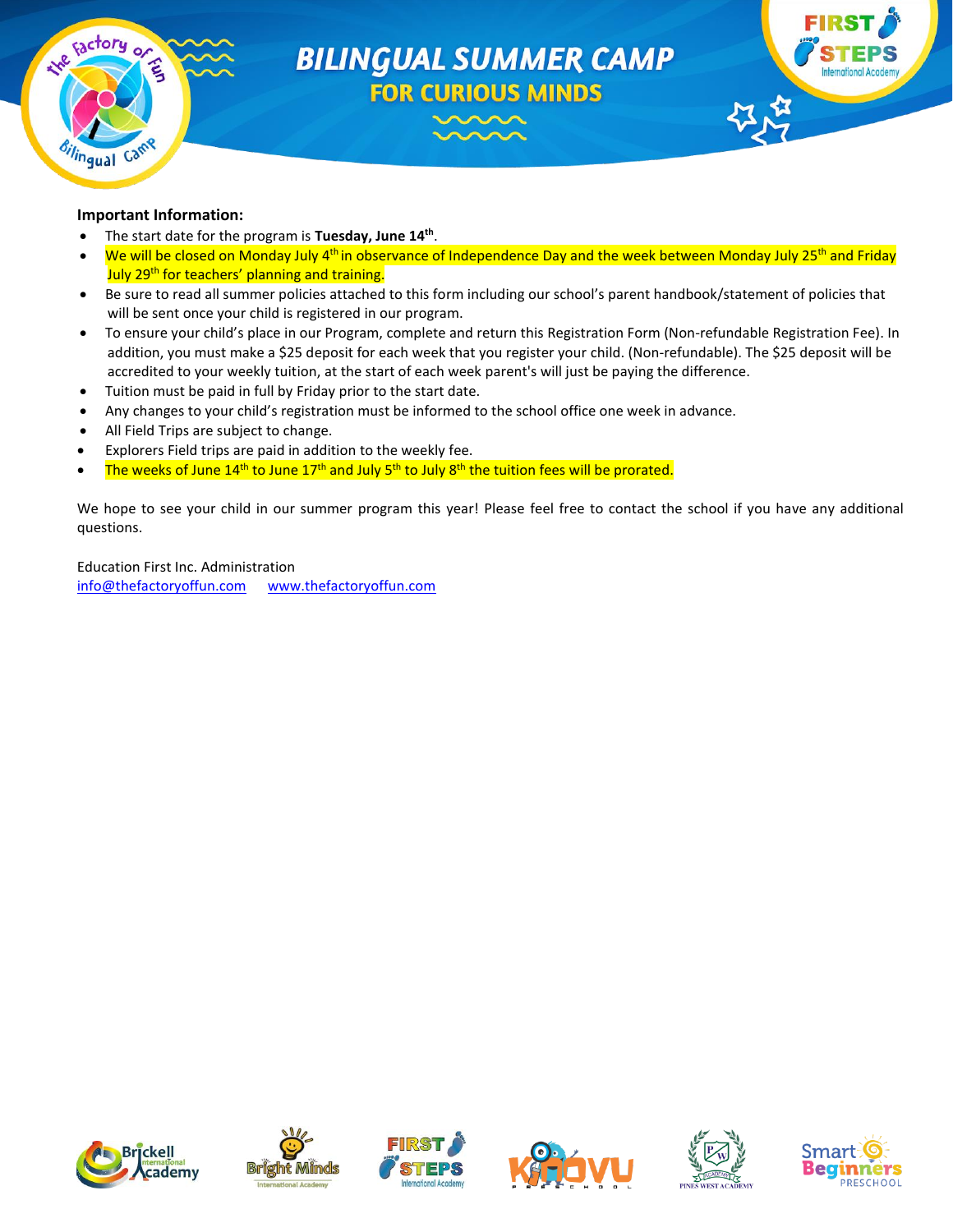# BILINGUAL SUMMER CAMP

## FOR CURIOUS MINDS

**Important Information:**

- The start date for the program is **Tuesday, June 14th**.
- We will be closed on Monday July 4th in observance of Independence Day and the week between Monday July 25th and Friday July 29th for teachers' planning and training.
- Be sure to read all summer policies attached to this form including our school's parent handbook/statement of policies that will be sent once your child is registered in our program.
- To ensure your child's place in our Program, complete and return this Registration Form (Non-refundable Registration Fee). In addition, you must make a $25 deposit for each week that you register your child. (Non-refundable). The $25 deposit will be accredited to your weekly tuition, at the start of each week parent's will just be paying the difference.
- Tuition must be paid in full by Friday prior to the start date.
- Any changes to your child's registration must be informed to the school office one week in advance.
- All Field Trips are subject to change.
- Explorers Field trips are paid in addition to the weekly fee.
- The weeks of June 14th to June 17th and July 5th to July 8th the tuition fees will be prorated.

We hope to see your child in our summer program this year! Please feel free to contact the school if you have any additional questions.

Education First Inc. Administration
info@thefactoryoffun.com www.thefactoryoffun.com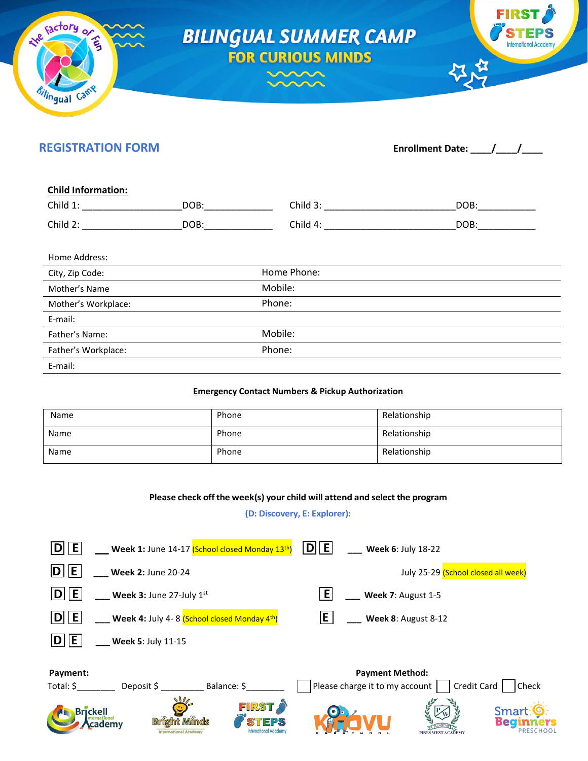# BILINGUAL SUMMER CAMP
## FOR CURIOUS MINDS

## REGISTRATION FORM

**Enrollment Date: ____/____/____**

**Child Information:**

Child 1: ___________________DOB:_____________ Child 3: _________________________DOB:___________

Child 2: ___________________DOB:_____________ Child 4: _________________________DOB:___________

| | |
|---|---|
| Home Address: | |
| City, Zip Code: | Home Phone: |
| Mother's Name | Mobile: |
| Mother's Workplace: | Phone: |
| E-mail: | |
| Father's Name: | Mobile: |
| Father's Workplace: | Phone: |
| E-mail: | |

**Emergency Contact Numbers & Pickup Authorization**

| Name | Phone | Relationship |
|---|---|---|
| Name | Phone | Relationship |
| Name | Phone | Relationship |

**Please check off the week(s) your child will attend and select the program**

**(D: Discovery, E: Explorer):**

D E ___ **Week 1:** June 14-17 (School closed Monday 13th)

D E ___ **Week 2:** June 20-24

D E ___ **Week 3:** June 27-July 1st

D E ___ **Week 4:** July 4- 8 (School closed Monday 4th)

D E ___ **Week 5:** July 11-15

D E ___ **Week 6**: July 18-22

July 25-29 (School closed all week)

E ___ **Week 7**: August 1-5

E ___ **Week 8**: August 8-12

**Payment:**

Total: $________ Deposit $ _________ Balance: $________

**Payment Method:**

☐ Please charge it to my account ☐ Credit Card ☐ Check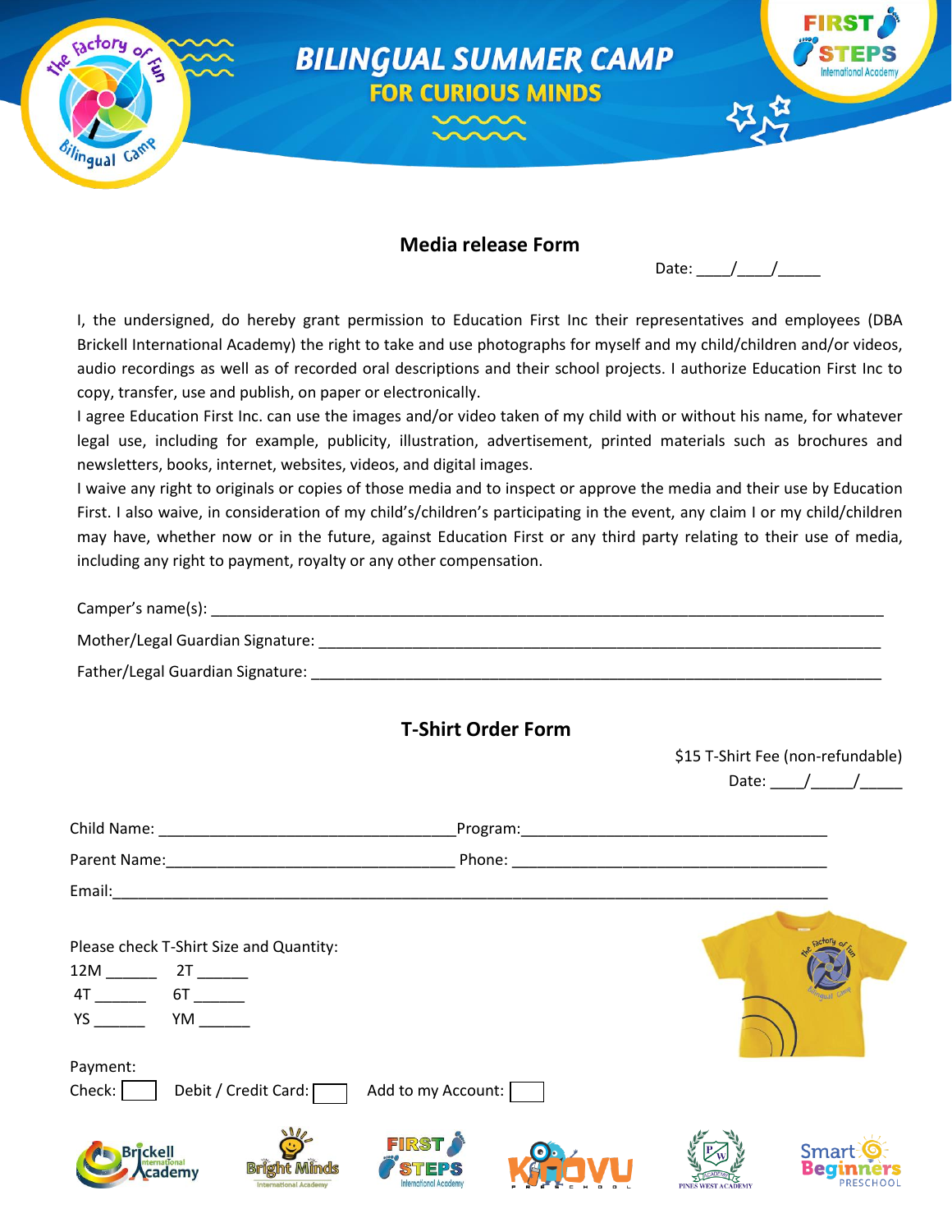# BILINGUAL SUMMER CAMP

## FOR CURIOUS MINDS

### Media release Form

Date: ____/____/_____

I, the undersigned, do hereby grant permission to Education First Inc their representatives and employees (DBA Brickell International Academy) the right to take and use photographs for myself and my child/children and/or videos, audio recordings as well as of recorded oral descriptions and their school projects. I authorize Education First Inc to copy, transfer, use and publish, on paper or electronically.

I agree Education First Inc. can use the images and/or video taken of my child with or without his name, for whatever legal use, including for example, publicity, illustration, advertisement, printed materials such as brochures and newsletters, books, internet, websites, videos, and digital images.

I waive any right to originals or copies of those media and to inspect or approve the media and their use by Education First. I also waive, in consideration of my child's/children's participating in the event, any claim I or my child/children may have, whether now or in the future, against Education First or any third party relating to their use of media, including any right to payment, royalty or any other compensation.

Camper's name(s): ______________________________________________________________________

Mother/Legal Guardian Signature: ________________________________________________________

Father/Legal Guardian Signature: ________________________________________________________

### T-Shirt Order Form

$15 T-Shirt Fee (non-refundable)

Date: ____/_____/_____

Child Name: ________________________________ Program: ________________________________

Parent Name: _______________________________ Phone: __________________________________

Email: ____________________________________________________________________________

Please check T-Shirt Size and Quantity:

12M ______ 2T ______

4T ______ 6T ______

YS ______ YM ______

Payment:

Check: ☐ Debit / Credit Card: ☐ Add to my Account: ☐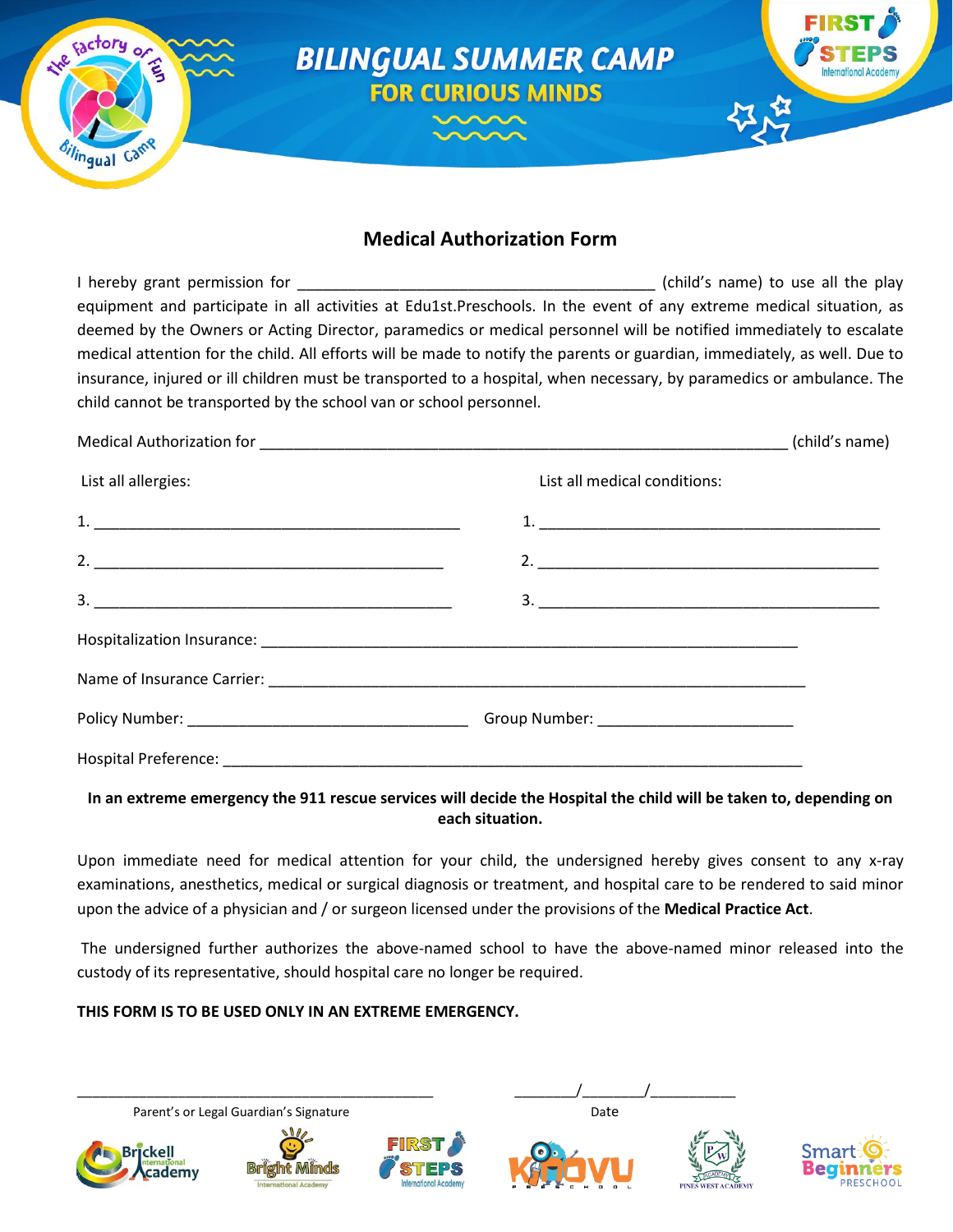BILINGUAL SUMMER CAMP
FOR CURIOUS MINDS

## Medical Authorization Form

I hereby grant permission for ________________________________________ (child's name) to use all the play equipment and participate in all activities at Edu1st.Preschools. In the event of any extreme medical situation, as deemed by the Owners or Acting Director, paramedics or medical personnel will be notified immediately to escalate medical attention for the child. All efforts will be made to notify the parents or guardian, immediately, as well. Due to insurance, injured or ill children must be transported to a hospital, when necessary, by paramedics or ambulance. The child cannot be transported by the school van or school personnel.

Medical Authorization for ____________________________________________________________ (child's name)

| List all allergies: | List all medical conditions: |
|---|---|
| 1. ________________________________________ | 1. ________________________________________ |
| 2. ________________________________________ | 2. ________________________________________ |
| 3. ________________________________________ | 3. ________________________________________ |

Hospitalization Insurance: ____________________________________________________________

Name of Insurance Carrier: ____________________________________________________________

Policy Number: ________________________________ Group Number: ______________________

Hospital Preference: ________________________________________________________________

**In an extreme emergency the 911 rescue services will decide the Hospital the child will be taken to, depending on each situation.**

Upon immediate need for medical attention for your child, the undersigned hereby gives consent to any x-ray examinations, anesthetics, medical or surgical diagnosis or treatment, and hospital care to be rendered to said minor upon the advice of a physician and / or surgeon licensed under the provisions of the **Medical Practice Act**.

The undersigned further authorizes the above-named school to have the above-named minor released into the custody of its representative, should hospital care no longer be required.

**THIS FORM IS TO BE USED ONLY IN AN EXTREME EMERGENCY.**

_________________________________________ ________/________/__________

Parent's or Legal Guardian's Signature Date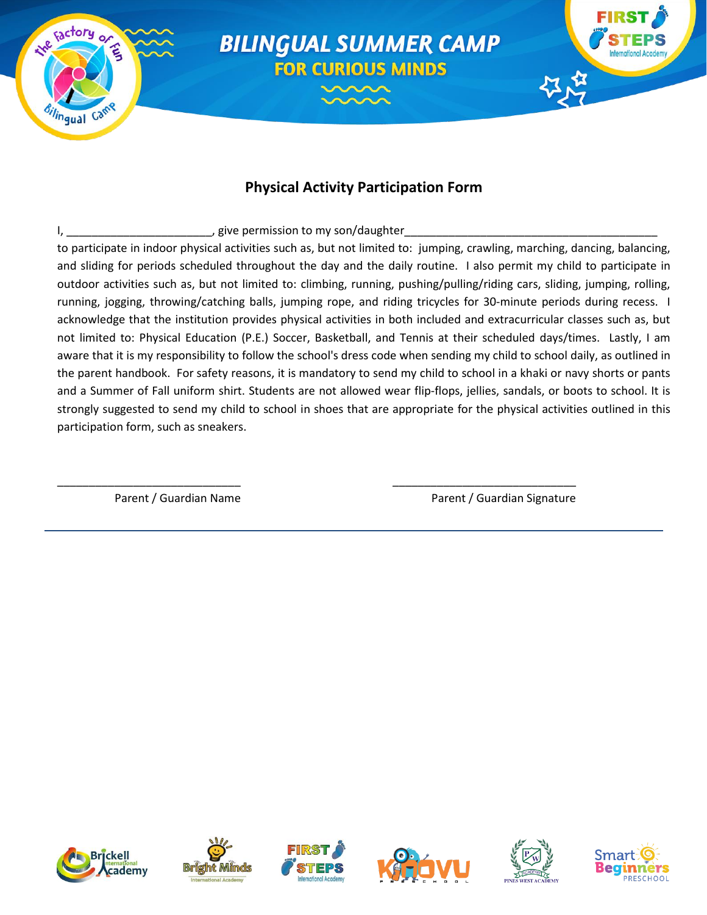## Physical Activity Participation Form

I, ______________________, give permission to my son/daughter_______________________________________

to participate in indoor physical activities such as, but not limited to: jumping, crawling, marching, dancing, balancing, and sliding for periods scheduled throughout the day and the daily routine. I also permit my child to participate in outdoor activities such as, but not limited to: climbing, running, pushing/pulling/riding cars, sliding, jumping, rolling, running, jogging, throwing/catching balls, jumping rope, and riding tricycles for 30-minute periods during recess. I acknowledge that the institution provides physical activities in both included and extracurricular classes such as, but not limited to: Physical Education (P.E.) Soccer, Basketball, and Tennis at their scheduled days/times. Lastly, I am aware that it is my responsibility to follow the school's dress code when sending my child to school daily, as outlined in the parent handbook. For safety reasons, it is mandatory to send my child to school in a khaki or navy shorts or pants and a Summer of Fall uniform shirt. Students are not allowed wear flip-flops, jellies, sandals, or boots to school. It is strongly suggested to send my child to school in shoes that are appropriate for the physical activities outlined in this participation form, such as sneakers.

_____________________________ Parent / Guardian Name

_____________________________ Parent / Guardian Signature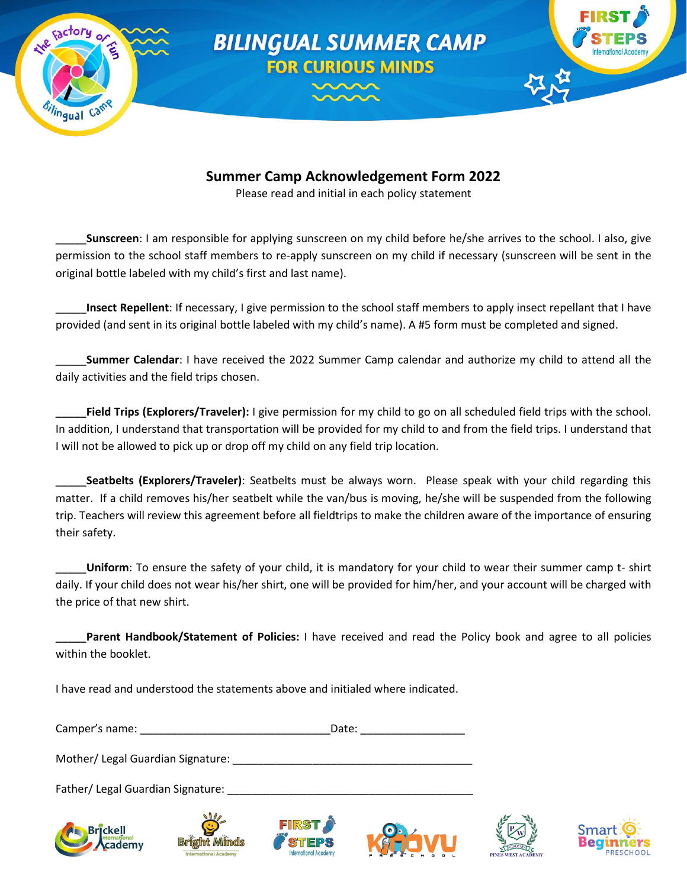# BILINGUAL SUMMER CAMP
## FOR CURIOUS MINDS

## Summer Camp Acknowledgement Form 2022

Please read and initial in each policy statement

_____**Sunscreen**: I am responsible for applying sunscreen on my child before he/she arrives to the school. I also, give permission to the school staff members to re-apply sunscreen on my child if necessary (sunscreen will be sent in the original bottle labeled with my child's first and last name).

_____**Insect Repellent**: If necessary, I give permission to the school staff members to apply insect repellant that I have provided (and sent in its original bottle labeled with my child's name). A #5 form must be completed and signed.

_____**Summer Calendar**: I have received the 2022 Summer Camp calendar and authorize my child to attend all the daily activities and the field trips chosen.

**_____Field Trips (Explorers/Traveler):** I give permission for my child to go on all scheduled field trips with the school. In addition, I understand that transportation will be provided for my child to and from the field trips. I understand that I will not be allowed to pick up or drop off my child on any field trip location.

_____**Seatbelts (Explorers/Traveler)**: Seatbelts must be always worn. Please speak with your child regarding this matter. If a child removes his/her seatbelt while the van/bus is moving, he/she will be suspended from the following trip. Teachers will review this agreement before all fieldtrips to make the children aware of the importance of ensuring their safety.

_____**Uniform**: To ensure the safety of your child, it is mandatory for your child to wear their summer camp t- shirt daily. If your child does not wear his/her shirt, one will be provided for him/her, and your account will be charged with the price of that new shirt.

**_____Parent Handbook/Statement of Policies:** I have received and read the Policy book and agree to all policies within the booklet.

I have read and understood the statements above and initialed where indicated.

Camper's name: _______________________________Date: _________________

Mother/ Legal Guardian Signature: ________________________________________

Father/ Legal Guardian Signature: _________________________________________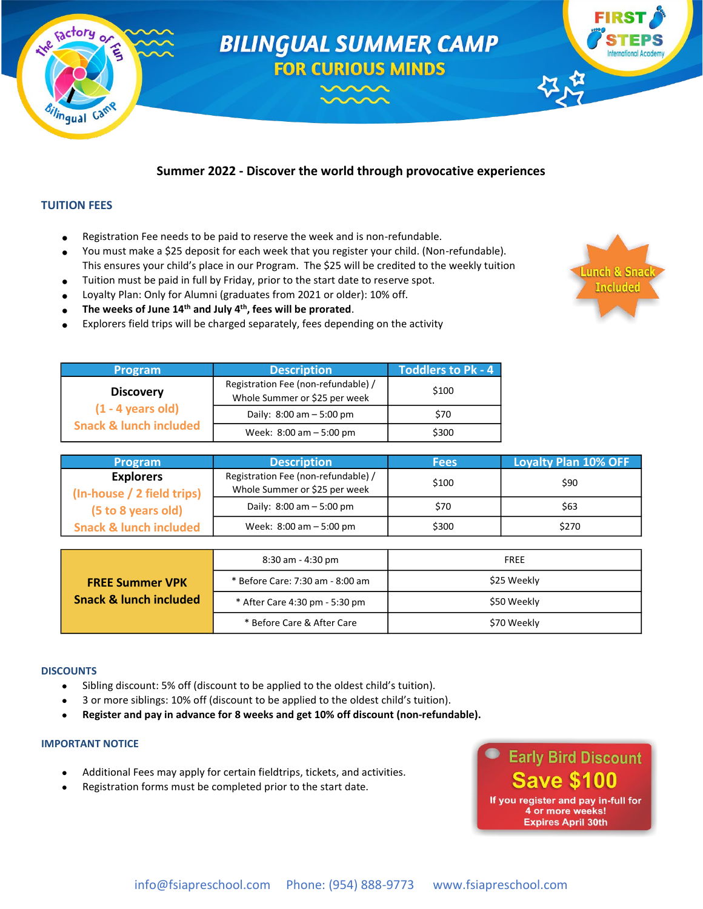# BILINGUAL SUMMER CAMP
## FOR CURIOUS MINDS

The Factory of Fun Bilingual Camp

FIRST STEPS International Academy

**Summer 2022 - Discover the world through provocative experiences**

### TUITION FEES

- Registration Fee needs to be paid to reserve the week and is non-refundable.
- You must make a $25 deposit for each week that you register your child. (Non-refundable). This ensures your child's place in our Program. The $25 will be credited to the weekly tuition
- Tuition must be paid in full by Friday, prior to the start date to reserve spot.
- Loyalty Plan: Only for Alumni (graduates from 2021 or older): 10% off.
- **The weeks of June 14th and July 4th, fees will be prorated**.
- Explorers field trips will be charged separately, fees depending on the activity

Lunch & Snack Included

| Program | Description | Toddlers to Pk - 4 |
|---|---|---|
| **Discovery** (1 - 4 years old) Snack & lunch included | Registration Fee (non-refundable) / Whole Summer or $25 per week | $100 |
| | Daily: 8:00 am – 5:00 pm | $70 |
| | Week: 8:00 am – 5:00 pm | $300 |

| Program | Description | Fees | Loyalty Plan 10% OFF |
|---|---|---|---|
| **Explorers** (In-house / 2 field trips) (5 to 8 years old) Snack & lunch included | Registration Fee (non-refundable) / Whole Summer or $25 per week | $100 | $90 |
| | Daily: 8:00 am – 5:00 pm | $70 | $63 |
| | Week: 8:00 am – 5:00 pm | $300 | $270 |

| | | |
|---|---|---|
| **FREE Summer VPK Snack & lunch included** | 8:30 am - 4:30 pm | FREE |
| | * Before Care: 7:30 am - 8:00 am | $25 Weekly |
| | * After Care 4:30 pm - 5:30 pm | $50 Weekly |
| | * Before Care & After Care | $70 Weekly |

### DISCOUNTS

- Sibling discount: 5% off (discount to be applied to the oldest child's tuition).
- 3 or more siblings: 10% off (discount to be applied to the oldest child's tuition).
- **Register and pay in advance for 8 weeks and get 10% off discount (non-refundable).**

### IMPORTANT NOTICE

- Additional Fees may apply for certain fieldtrips, tickets, and activities.
- Registration forms must be completed prior to the start date.

**Early Bird Discount**
**Save $100**
**If you register and pay in-full for 4 or more weeks!**
**Expires April 30th**

info@fsiapreschool.com Phone: (954) 888-9773 www.fsiapreschool.com